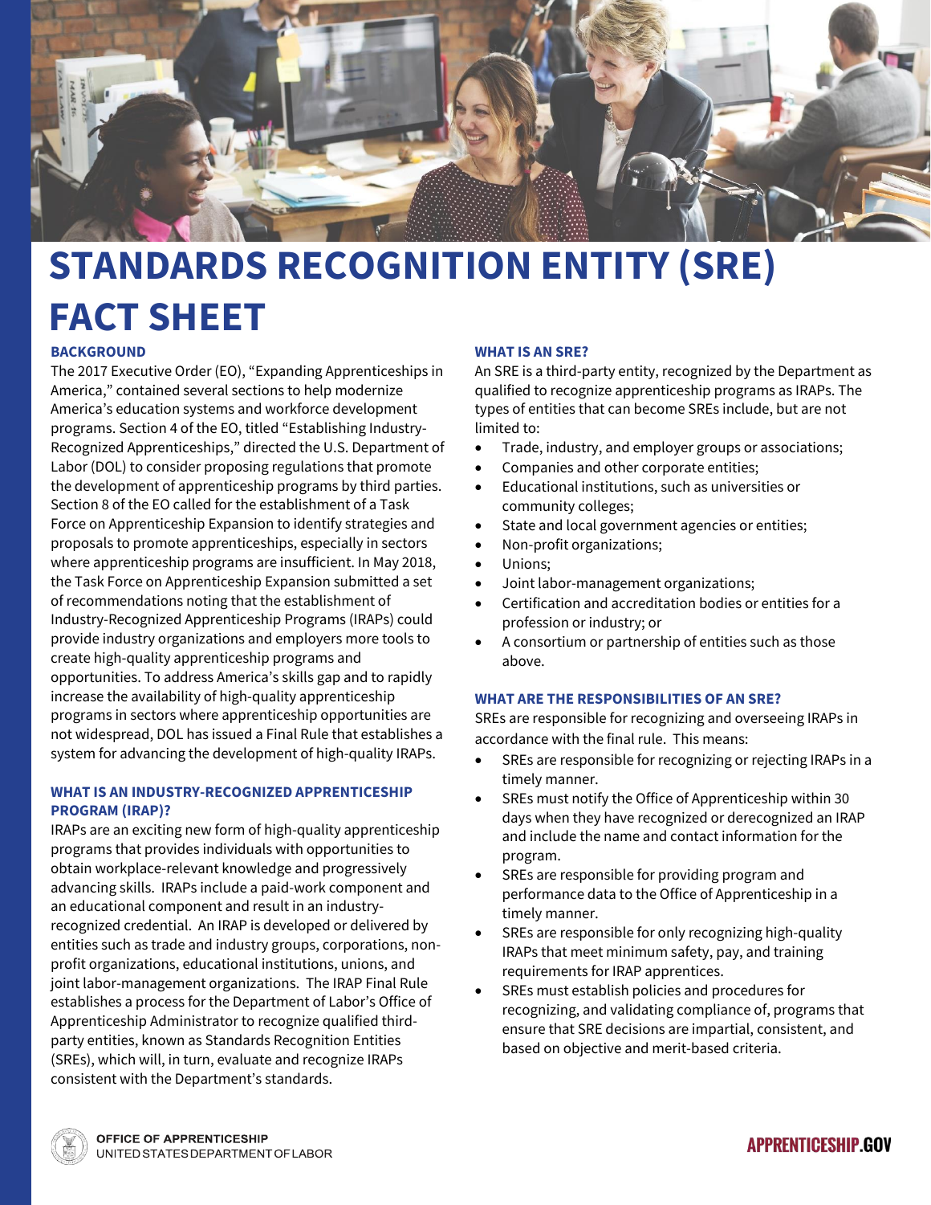# STANDARDS RECOGNITION ENTITY (SRE) FACT SHEET

### BACKGROUND

The 2017 Executive Order (EO), "Expanding Apprenticeships in America," contained several sections to help modernize America's education systems and workforce development programs. Section 4 of the EO, titled "Establishing Industry-Recognized Apprenticeships," directed the U.S. Department of Labor (DOL) to consider proposing regulations that promote the development of apprenticeship programs by third parties. Section 8 of the EO called for the establishment of a Task Force on Apprenticeship Expansion to identify strategies and proposals to promote apprenticeships, especially in sectors where apprenticeship programs are insufficient. In May 2018, the Task Force on Apprenticeship Expansion submitted a set of recommendations noting that the establishment of Industry-Recognized Apprenticeship Programs (IRAPs) could provide industry organizations and employers more tools to create high-quality apprenticeship programs and opportunities. To address America's skills gap and to rapidly increase the availability of high-quality apprenticeship programs in sectors where apprenticeship opportunities are not widespread, DOL has issued a Final Rule that establishes a system for advancing the development of high-quality IRAPs.

### WHAT IS AN INDUSTRY-RECOGNIZED APPRENTICESHIP PROGRAM (IRAP)?

IRAPs are an exciting new form of high-quality apprenticeship programs that provides individuals with opportunities to obtain workplace-relevant knowledge and progressively advancing skills. IRAPs include a paid-work component and an educational component and result in an industry-recognized credential. An IRAP is developed or delivered by entities such as trade and industry groups, corporations, non-profit organizations, educational institutions, unions, and joint labor-management organizations. The IRAP Final Rule establishes a process for the Department of Labor's Office of Apprenticeship Administrator to recognize qualified third-party entities, known as Standards Recognition Entities (SREs), which will, in turn, evaluate and recognize IRAPs consistent with the Department's standards.

### WHAT IS AN SRE?

An SRE is a third-party entity, recognized by the Department as qualified to recognize apprenticeship programs as IRAPs. The types of entities that can become SREs include, but are not limited to:

- Trade, industry, and employer groups or associations;
- Companies and other corporate entities;
- Educational institutions, such as universities or community colleges;
- State and local government agencies or entities;
- Non-profit organizations;
- Unions;
- Joint labor-management organizations;
- Certification and accreditation bodies or entities for a profession or industry; or
- A consortium or partnership of entities such as those above.

### WHAT ARE THE RESPONSIBILITIES OF AN SRE?

SREs are responsible for recognizing and overseeing IRAPs in accordance with the final rule. This means:

- SREs are responsible for recognizing or rejecting IRAPs in a timely manner.
- SREs must notify the Office of Apprenticeship within 30 days when they have recognized or derecognized an IRAP and include the name and contact information for the program.
- SREs are responsible for providing program and performance data to the Office of Apprenticeship in a timely manner.
- SREs are responsible for only recognizing high-quality IRAPs that meet minimum safety, pay, and training requirements for IRAP apprentices.
- SREs must establish policies and procedures for recognizing, and validating compliance of, programs that ensure that SRE decisions are impartial, consistent, and based on objective and merit-based criteria.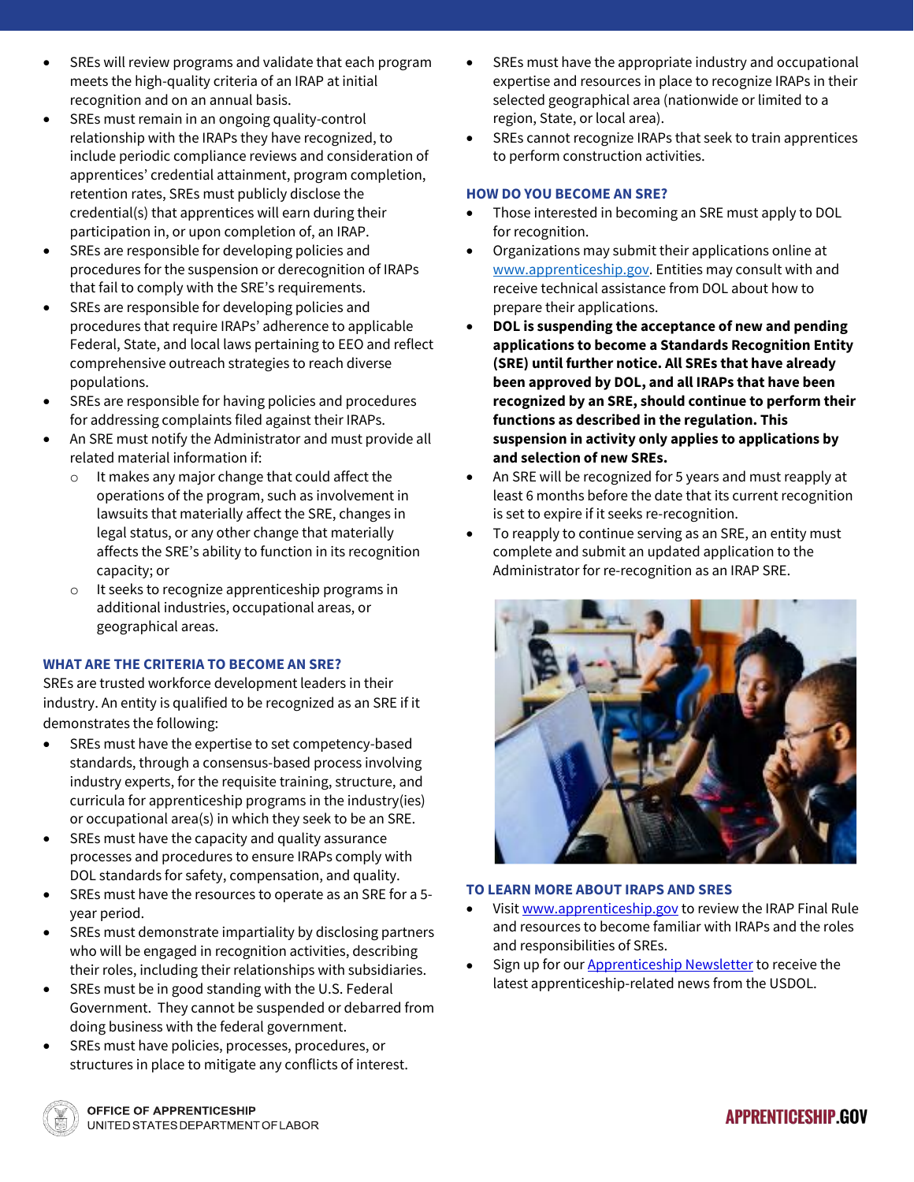- SREs will review programs and validate that each program meets the high-quality criteria of an IRAP at initial recognition and on an annual basis.
- SREs must remain in an ongoing quality-control relationship with the IRAPs they have recognized, to include periodic compliance reviews and consideration of apprentices' credential attainment, program completion, retention rates, SREs must publicly disclose the credential(s) that apprentices will earn during their participation in, or upon completion of, an IRAP.
- SREs are responsible for developing policies and procedures for the suspension or derecognition of IRAPs that fail to comply with the SRE's requirements.
- SREs are responsible for developing policies and procedures that require IRAPs' adherence to applicable Federal, State, and local laws pertaining to EEO and reflect comprehensive outreach strategies to reach diverse populations.
- SREs are responsible for having policies and procedures for addressing complaints filed against their IRAPs.
- An SRE must notify the Administrator and must provide all related material information if:
  - It makes any major change that could affect the operations of the program, such as involvement in lawsuits that materially affect the SRE, changes in legal status, or any other change that materially affects the SRE's ability to function in its recognition capacity; or
  - It seeks to recognize apprenticeship programs in additional industries, occupational areas, or geographical areas.

### WHAT ARE THE CRITERIA TO BECOME AN SRE?

SREs are trusted workforce development leaders in their industry. An entity is qualified to be recognized as an SRE if it demonstrates the following:

- SREs must have the expertise to set competency-based standards, through a consensus-based process involving industry experts, for the requisite training, structure, and curricula for apprenticeship programs in the industry(ies) or occupational area(s) in which they seek to be an SRE.
- SREs must have the capacity and quality assurance processes and procedures to ensure IRAPs comply with DOL standards for safety, compensation, and quality.
- SREs must have the resources to operate as an SRE for a 5-year period.
- SREs must demonstrate impartiality by disclosing partners who will be engaged in recognition activities, describing their roles, including their relationships with subsidiaries.
- SREs must be in good standing with the U.S. Federal Government. They cannot be suspended or debarred from doing business with the federal government.
- SREs must have policies, processes, procedures, or structures in place to mitigate any conflicts of interest.
- SREs must have the appropriate industry and occupational expertise and resources in place to recognize IRAPs in their selected geographical area (nationwide or limited to a region, State, or local area).
- SREs cannot recognize IRAPs that seek to train apprentices to perform construction activities.

### HOW DO YOU BECOME AN SRE?

- Those interested in becoming an SRE must apply to DOL for recognition.
- Organizations may submit their applications online at [www.apprenticeship.gov](www.apprenticeship.gov). Entities may consult with and receive technical assistance from DOL about how to prepare their applications.
- **DOL is suspending the acceptance of new and pending applications to become a Standards Recognition Entity (SRE) until further notice. All SREs that have already been approved by DOL, and all IRAPs that have been recognized by an SRE, should continue to perform their functions as described in the regulation. This suspension in activity only applies to applications by and selection of new SREs.**
- An SRE will be recognized for 5 years and must reapply at least 6 months before the date that its current recognition is set to expire if it seeks re-recognition.
- To reapply to continue serving as an SRE, an entity must complete and submit an updated application to the Administrator for re-recognition as an IRAP SRE.

### TO LEARN MORE ABOUT IRAPS AND SRES

- Visit [www.apprenticeship.gov](www.apprenticeship.gov) to review the IRAP Final Rule and resources to become familiar with IRAPs and the roles and responsibilities of SREs.
- Sign up for our Apprenticeship Newsletter to receive the latest apprenticeship-related news from the USDOL.